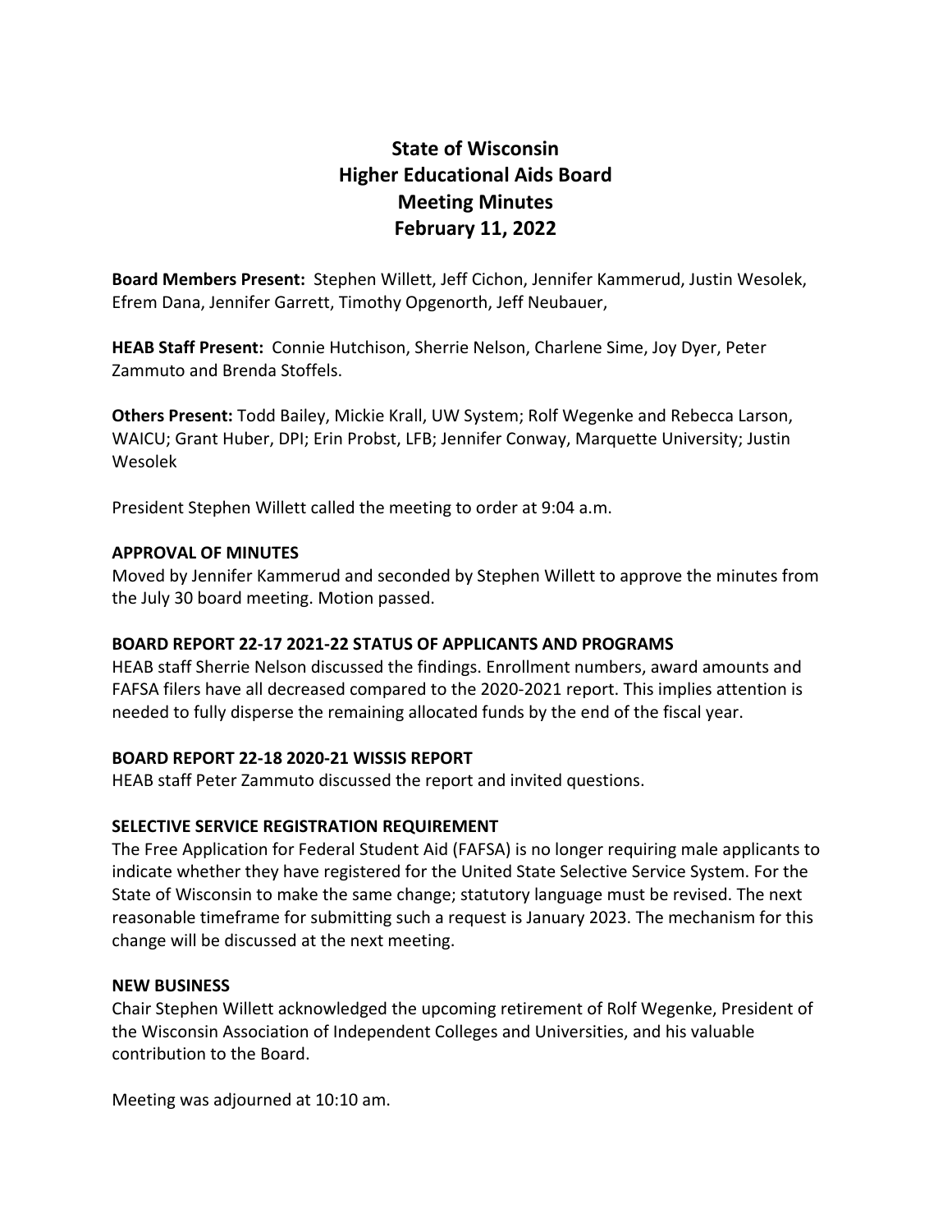# State of Wisconsin
# Higher Educational Aids Board
# Meeting Minutes
# February 11, 2022

**Board Members Present:** Stephen Willett, Jeff Cichon, Jennifer Kammerud, Justin Wesolek, Efrem Dana, Jennifer Garrett, Timothy Opgenorth, Jeff Neubauer,

**HEAB Staff Present:** Connie Hutchison, Sherrie Nelson, Charlene Sime, Joy Dyer, Peter Zammuto and Brenda Stoffels.

**Others Present:** Todd Bailey, Mickie Krall, UW System; Rolf Wegenke and Rebecca Larson, WAICU; Grant Huber, DPI; Erin Probst, LFB; Jennifer Conway, Marquette University; Justin Wesolek

President Stephen Willett called the meeting to order at 9:04 a.m.

**APPROVAL OF MINUTES**
Moved by Jennifer Kammerud and seconded by Stephen Willett to approve the minutes from the July 30 board meeting. Motion passed.

**BOARD REPORT 22-17 2021-22 STATUS OF APPLICANTS AND PROGRAMS**
HEAB staff Sherrie Nelson discussed the findings. Enrollment numbers, award amounts and FAFSA filers have all decreased compared to the 2020-2021 report. This implies attention is needed to fully disperse the remaining allocated funds by the end of the fiscal year.

**BOARD REPORT 22-18 2020-21 WISSIS REPORT**
HEAB staff Peter Zammuto discussed the report and invited questions.

**SELECTIVE SERVICE REGISTRATION REQUIREMENT**
The Free Application for Federal Student Aid (FAFSA) is no longer requiring male applicants to indicate whether they have registered for the United State Selective Service System. For the State of Wisconsin to make the same change; statutory language must be revised. The next reasonable timeframe for submitting such a request is January 2023. The mechanism for this change will be discussed at the next meeting.

**NEW BUSINESS**
Chair Stephen Willett acknowledged the upcoming retirement of Rolf Wegenke, President of the Wisconsin Association of Independent Colleges and Universities, and his valuable contribution to the Board.

Meeting was adjourned at 10:10 am.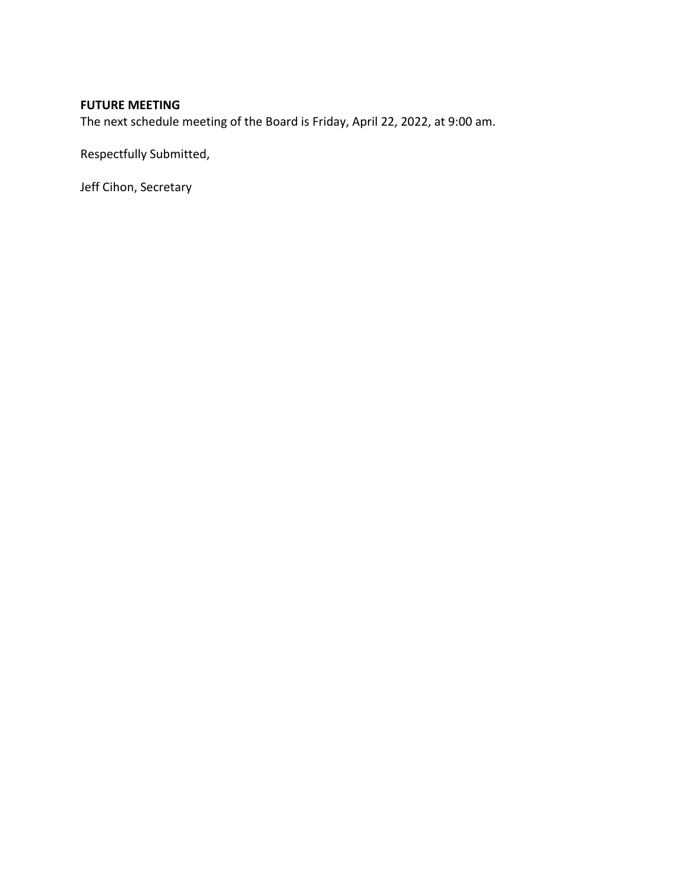**FUTURE MEETING**

The next schedule meeting of the Board is Friday, April 22, 2022, at 9:00 am.

Respectfully Submitted,

Jeff Cihon, Secretary